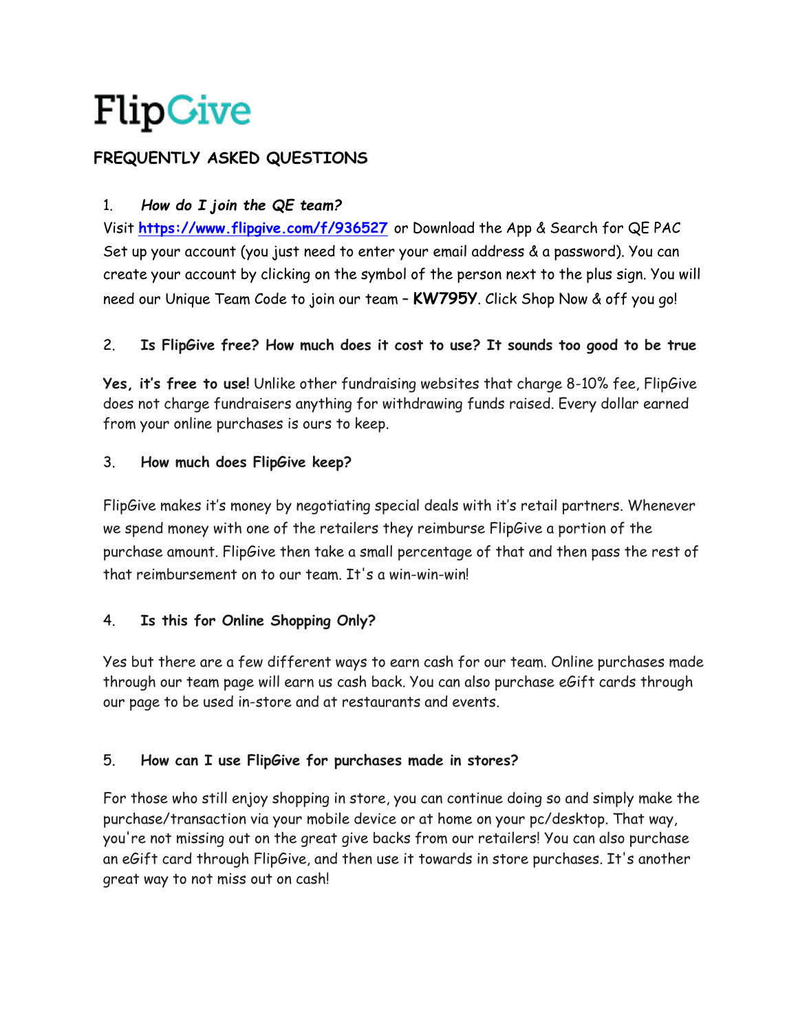# FlipGive

## FREQUENTLY ASKED QUESTIONS

1. ***How do I join the QE team?***

Visit **[https://www.flipgive.com/f/936527](https://www.flipgive.com/f/936527)** or Download the App & Search for QE PAC Set up your account (you just need to enter your email address & a password). You can create your account by clicking on the symbol of the person next to the plus sign. You will need our Unique Team Code to join our team – **KW795Y**. Click Shop Now & off you go!

2. **Is FlipGive free? How much does it cost to use? It sounds too good to be true**

**Yes, it's free to use!** Unlike other fundraising websites that charge 8-10% fee, FlipGive does not charge fundraisers anything for withdrawing funds raised. Every dollar earned from your online purchases is ours to keep.

3. **How much does FlipGive keep?**

FlipGive makes it's money by negotiating special deals with it's retail partners. Whenever we spend money with one of the retailers they reimburse FlipGive a portion of the purchase amount. FlipGive then take a small percentage of that and then pass the rest of that reimbursement on to our team. It's a win-win-win!

4. **Is this for Online Shopping Only?**

Yes but there are a few different ways to earn cash for our team. Online purchases made through our team page will earn us cash back. You can also purchase eGift cards through our page to be used in-store and at restaurants and events.

5. **How can I use FlipGive for purchases made in stores?**

For those who still enjoy shopping in store, you can continue doing so and simply make the purchase/transaction via your mobile device or at home on your pc/desktop. That way, you're not missing out on the great give backs from our retailers! You can also purchase an eGift card through FlipGive, and then use it towards in store purchases. It's another great way to not miss out on cash!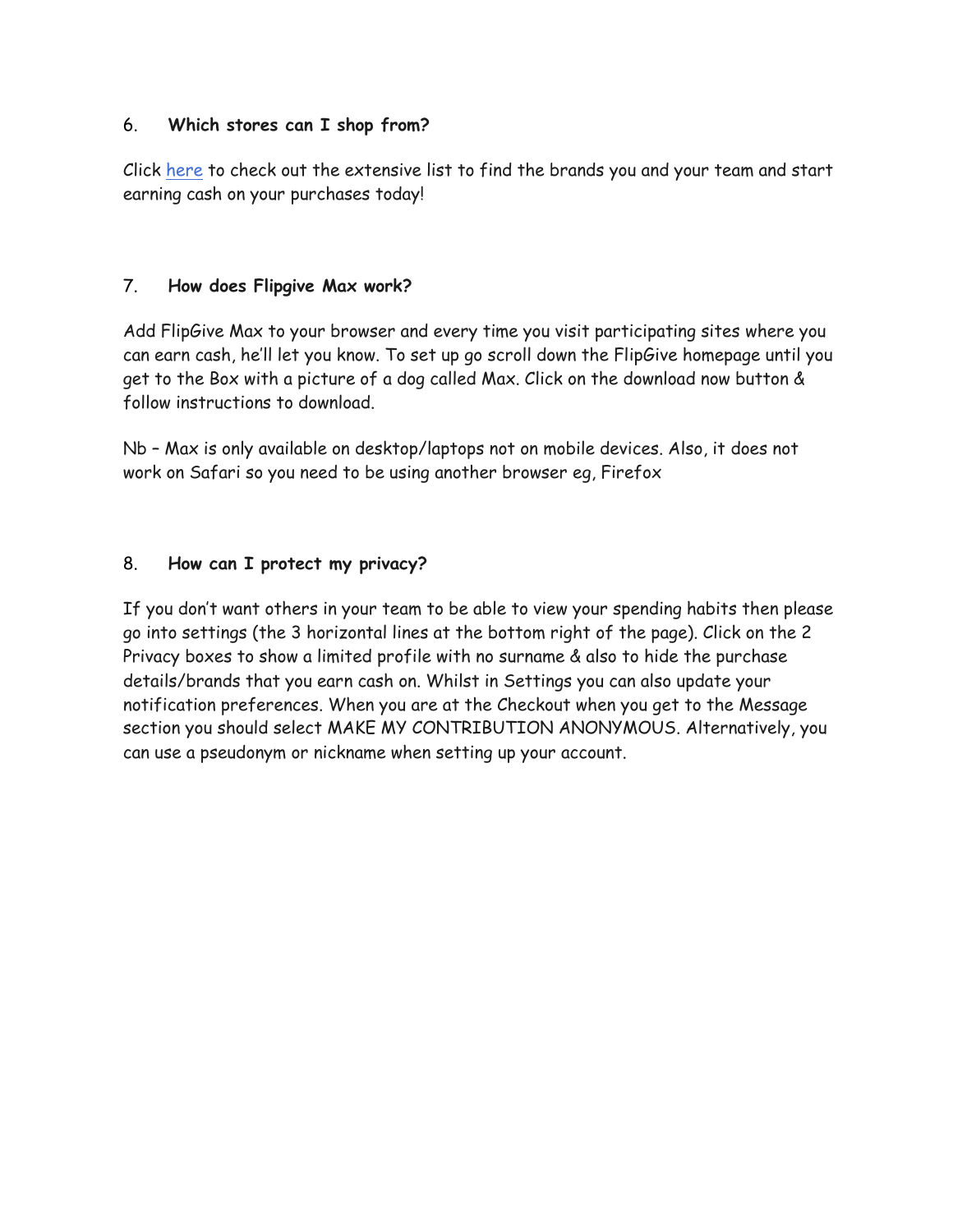### 6. Which stores can I shop from?

Click here to check out the extensive list to find the brands you and your team and start earning cash on your purchases today!

### 7. How does Flipgive Max work?

Add FlipGive Max to your browser and every time you visit participating sites where you can earn cash, he'll let you know. To set up go scroll down the FlipGive homepage until you get to the Box with a picture of a dog called Max. Click on the download now button & follow instructions to download.

Nb – Max is only available on desktop/laptops not on mobile devices. Also, it does not work on Safari so you need to be using another browser eg, Firefox

### 8. How can I protect my privacy?

If you don't want others in your team to be able to view your spending habits then please go into settings (the 3 horizontal lines at the bottom right of the page). Click on the 2 Privacy boxes to show a limited profile with no surname & also to hide the purchase details/brands that you earn cash on. Whilst in Settings you can also update your notification preferences. When you are at the Checkout when you get to the Message section you should select MAKE MY CONTRIBUTION ANONYMOUS. Alternatively, you can use a pseudonym or nickname when setting up your account.